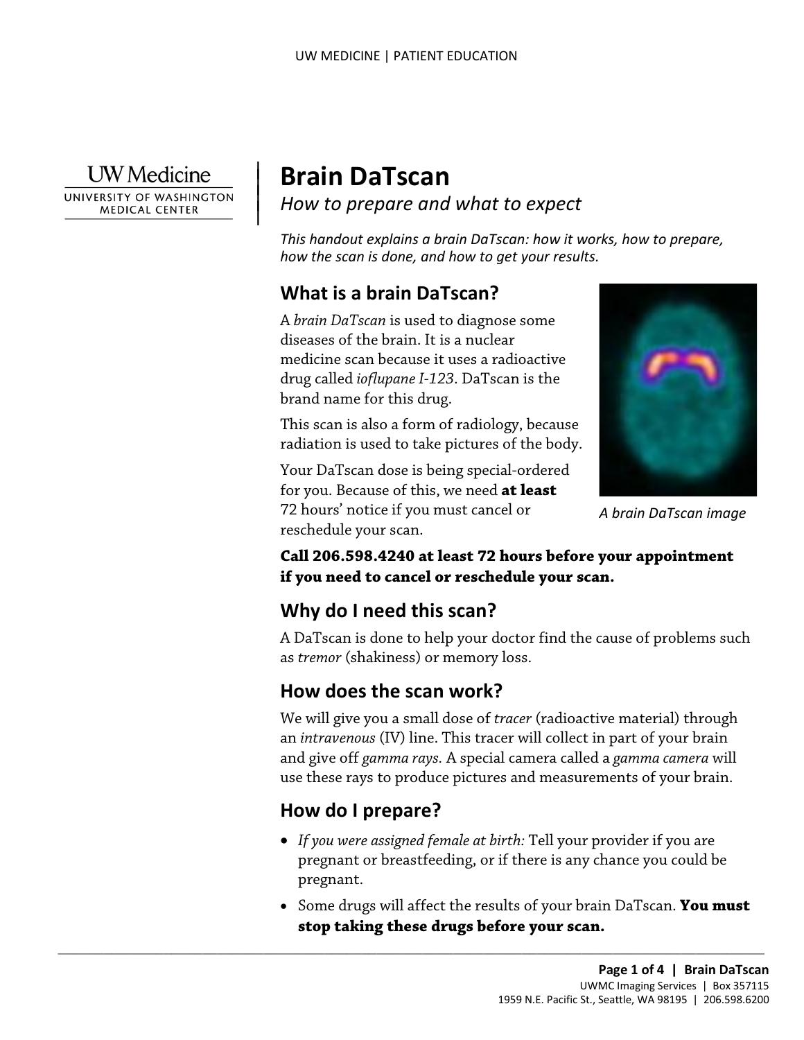# Brain DaTscan

*How to prepare and what to expect*

*This handout explains a brain DaTscan: how it works, how to prepare, how the scan is done, and how to get your results.*

## What is a brain DaTscan?

A *brain DaTscan* is used to diagnose some diseases of the brain. It is a nuclear medicine scan because it uses a radioactive drug called *ioflupane I-123*. DaTscan is the brand name for this drug.

This scan is also a form of radiology, because radiation is used to take pictures of the body.

Your DaTscan dose is being special-ordered for you. Because of this, we need **at least** 72 hours' notice if you must cancel or reschedule your scan.

*A brain DaTscan image*

**Call 206.598.4240 at least 72 hours before your appointment if you need to cancel or reschedule your scan.**

## Why do I need this scan?

A DaTscan is done to help your doctor find the cause of problems such as *tremor* (shakiness) or memory loss.

## How does the scan work?

We will give you a small dose of *tracer* (radioactive material) through an *intravenous* (IV) line. This tracer will collect in part of your brain and give off *gamma rays*. A special camera called a *gamma camera* will use these rays to produce pictures and measurements of your brain.

## How do I prepare?

- *If you were assigned female at birth:* Tell your provider if you are pregnant or breastfeeding, or if there is any chance you could be pregnant.
- Some drugs will affect the results of your brain DaTscan. **You must stop taking these drugs before your scan.**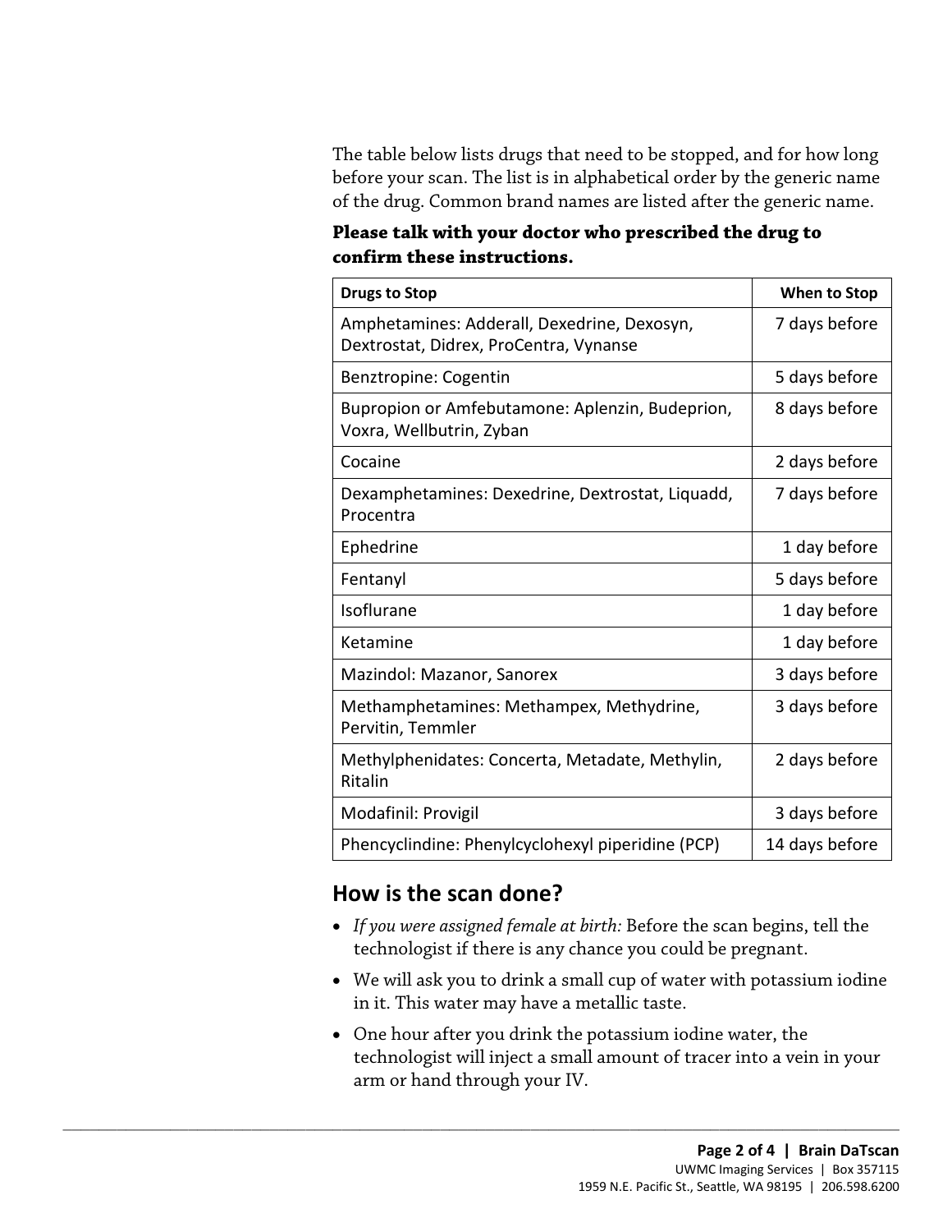The table below lists drugs that need to be stopped, and for how long before your scan. The list is in alphabetical order by the generic name of the drug. Common brand names are listed after the generic name.

**Please talk with your doctor who prescribed the drug to confirm these instructions.**

| Drugs to Stop | When to Stop |
|---|---:|
| Amphetamines: Adderall, Dexedrine, Dexosyn, Dextrostat, Didrex, ProCentra, Vynanse | 7 days before |
| Benztropine: Cogentin | 5 days before |
| Bupropion or Amfebutamone: Aplenzin, Budeprion, Voxra, Wellbutrin, Zyban | 8 days before |
| Cocaine | 2 days before |
| Dexamphetamines: Dexedrine, Dextrostat, Liquadd, Procentra | 7 days before |
| Ephedrine | 1 day before |
| Fentanyl | 5 days before |
| Isoflurane | 1 day before |
| Ketamine | 1 day before |
| Mazindol: Mazanor, Sanorex | 3 days before |
| Methamphetamines: Methampex, Methydrine, Pervitin, Temmler | 3 days before |
| Methylphenidates: Concerta, Metadate, Methylin, Ritalin | 2 days before |
| Modafinil: Provigil | 3 days before |
| Phencyclindine: Phenylcyclohexyl piperidine (PCP) | 14 days before |

## How is the scan done?

- *If you were assigned female at birth:* Before the scan begins, tell the technologist if there is any chance you could be pregnant.
- We will ask you to drink a small cup of water with potassium iodine in it. This water may have a metallic taste.
- One hour after you drink the potassium iodine water, the technologist will inject a small amount of tracer into a vein in your arm or hand through your IV.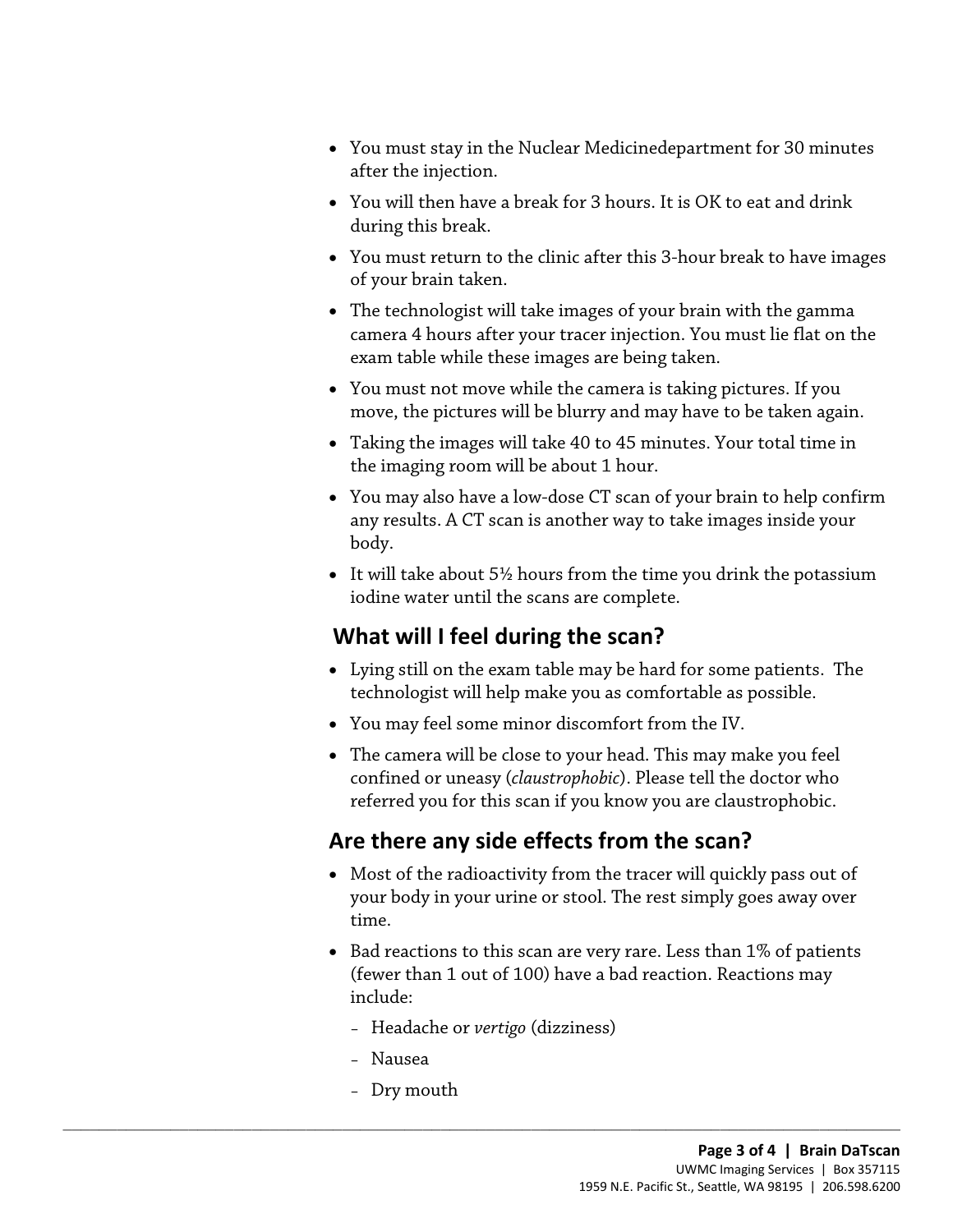- You must stay in the Nuclear Medicinedepartment for 30 minutes after the injection.
- You will then have a break for 3 hours. It is OK to eat and drink during this break.
- You must return to the clinic after this 3-hour break to have images of your brain taken.
- The technologist will take images of your brain with the gamma camera 4 hours after your tracer injection. You must lie flat on the exam table while these images are being taken.
- You must not move while the camera is taking pictures. If you move, the pictures will be blurry and may have to be taken again.
- Taking the images will take 40 to 45 minutes. Your total time in the imaging room will be about 1 hour.
- You may also have a low-dose CT scan of your brain to help confirm any results. A CT scan is another way to take images inside your body.
- It will take about 5½ hours from the time you drink the potassium iodine water until the scans are complete.

## What will I feel during the scan?

- Lying still on the exam table may be hard for some patients. The technologist will help make you as comfortable as possible.
- You may feel some minor discomfort from the IV.
- The camera will be close to your head. This may make you feel confined or uneasy (*claustrophobic*). Please tell the doctor who referred you for this scan if you know you are claustrophobic.

## Are there any side effects from the scan?

- Most of the radioactivity from the tracer will quickly pass out of your body in your urine or stool. The rest simply goes away over time.
- Bad reactions to this scan are very rare. Less than 1% of patients (fewer than 1 out of 100) have a bad reaction. Reactions may include:
  - Headache or *vertigo* (dizziness)
  - Nausea
  - Dry mouth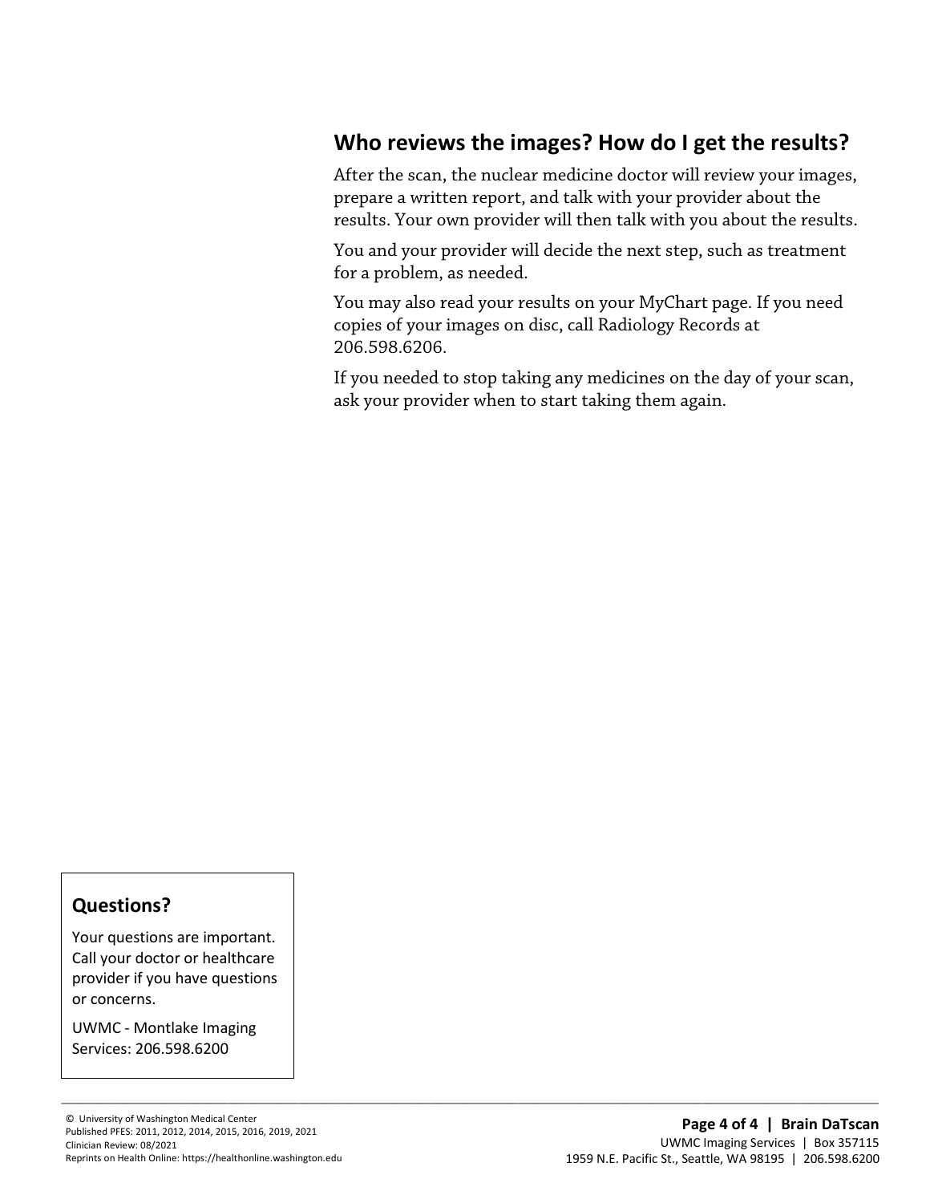## Who reviews the images? How do I get the results?

After the scan, the nuclear medicine doctor will review your images, prepare a written report, and talk with your provider about the results. Your own provider will then talk with you about the results.

You and your provider will decide the next step, such as treatment for a problem, as needed.

You may also read your results on your MyChart page. If you need copies of your images on disc, call Radiology Records at 206.598.6206.

If you needed to stop taking any medicines on the day of your scan, ask your provider when to start taking them again.

### Questions?

Your questions are important. Call your doctor or healthcare provider if you have questions or concerns.

UWMC - Montlake Imaging Services: 206.598.6200

© University of Washington Medical Center
Published PFES: 2011, 2012, 2014, 2015, 2016, 2019, 2021
Clinician Review: 08/2021
Reprints on Health Online: https://healthonline.washington.edu

UWMC Imaging Services | Box 357115
1959 N.E. Pacific St., Seattle, WA 98195 | 206.598.6200